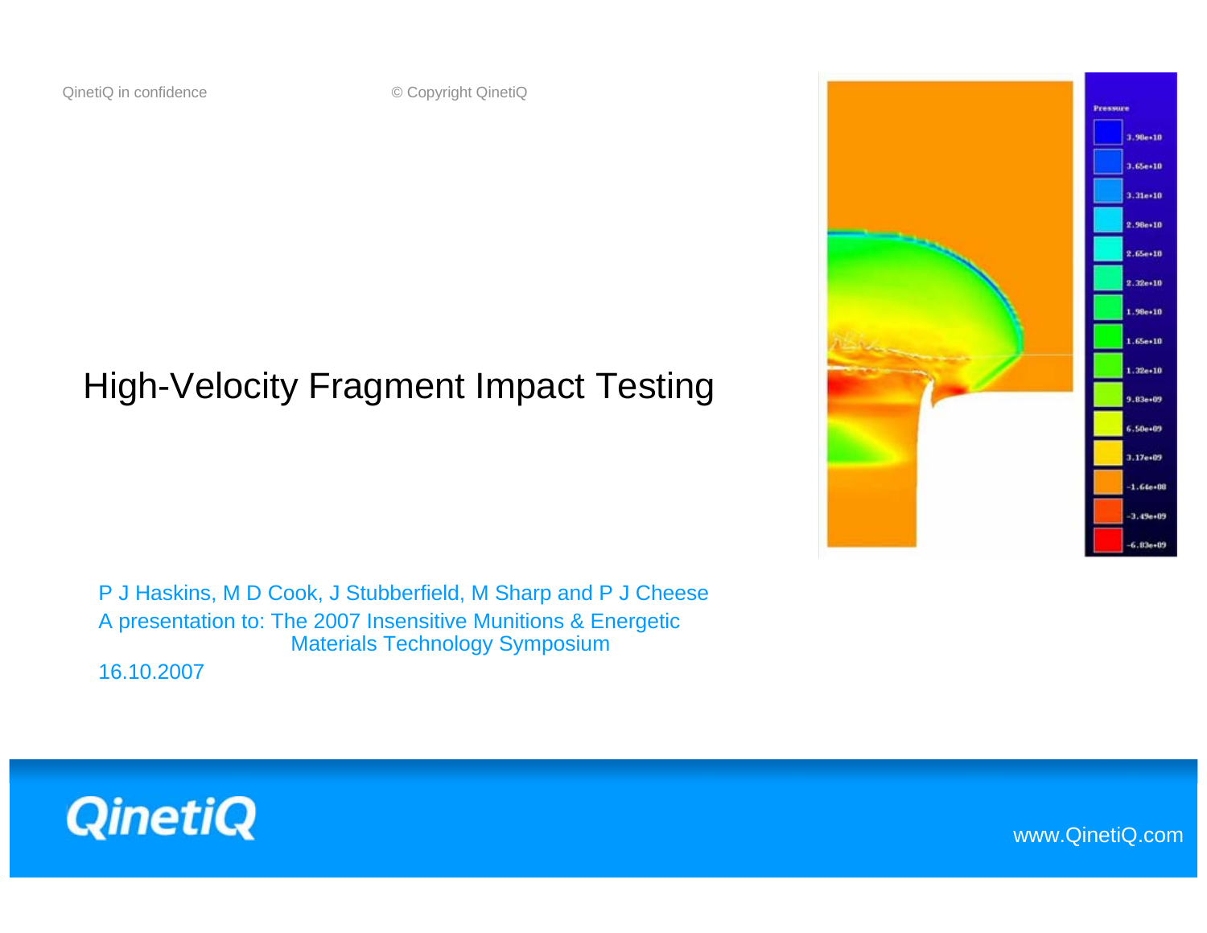QinetiQ in confidence © Copyright QinetiQ

# High-Velocity Fragment Impact Testing

P J Haskins, M D Cook, J Stubberfield, M Sharp and P J Cheese

A presentation to: The 2007 Insensitive Munitions & Energetic Materials Technology Symposium

16.10.2007

QinetiQ

www.QinetiQ.com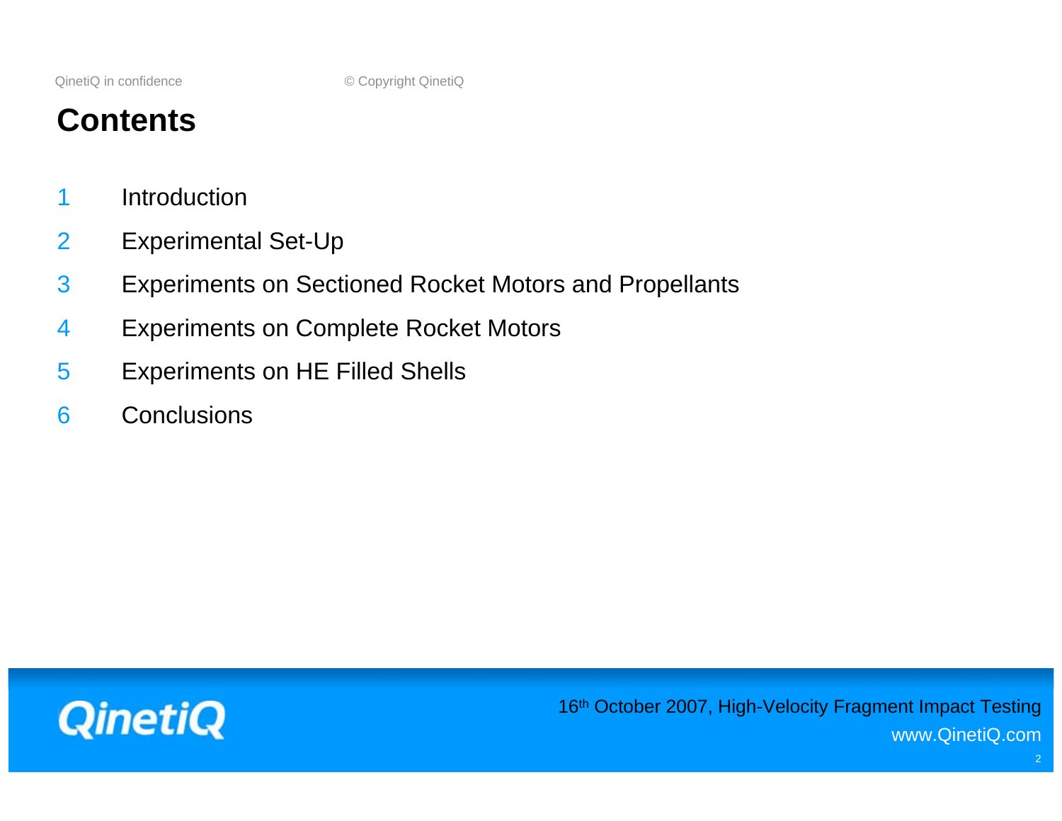# Contents

1. Introduction
2. Experimental Set-Up
3. Experiments on Sectioned Rocket Motors and Propellants
4. Experiments on Complete Rocket Motors
5. Experiments on HE Filled Shells
6. Conclusions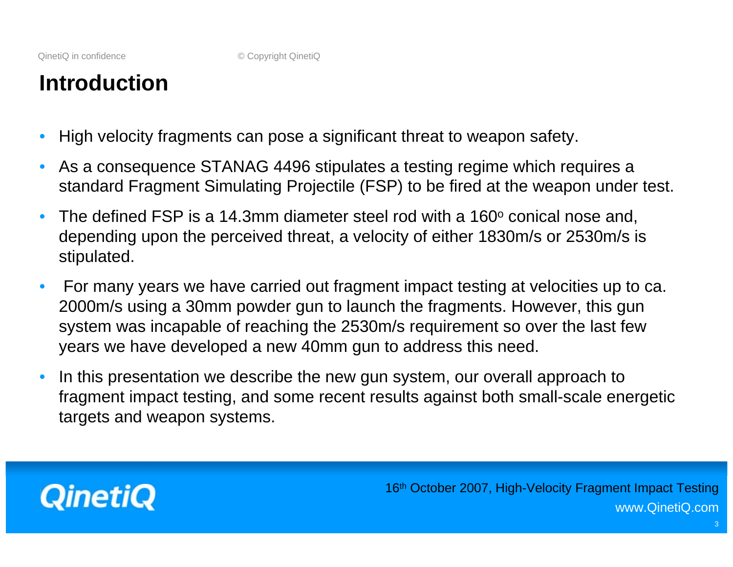# Introduction

- High velocity fragments can pose a significant threat to weapon safety.
- As a consequence STANAG 4496 stipulates a testing regime which requires a standard Fragment Simulating Projectile (FSP) to be fired at the weapon under test.
- The defined FSP is a 14.3mm diameter steel rod with a 160$^{o}$ conical nose and, depending upon the perceived threat, a velocity of either 1830m/s or 2530m/s is stipulated.
- For many years we have carried out fragment impact testing at velocities up to ca. 2000m/s using a 30mm powder gun to launch the fragments. However, this gun system was incapable of reaching the 2530m/s requirement so over the last few years we have developed a new 40mm gun to address this need.
- In this presentation we describe the new gun system, our overall approach to fragment impact testing, and some recent results against both small-scale energetic targets and weapon systems.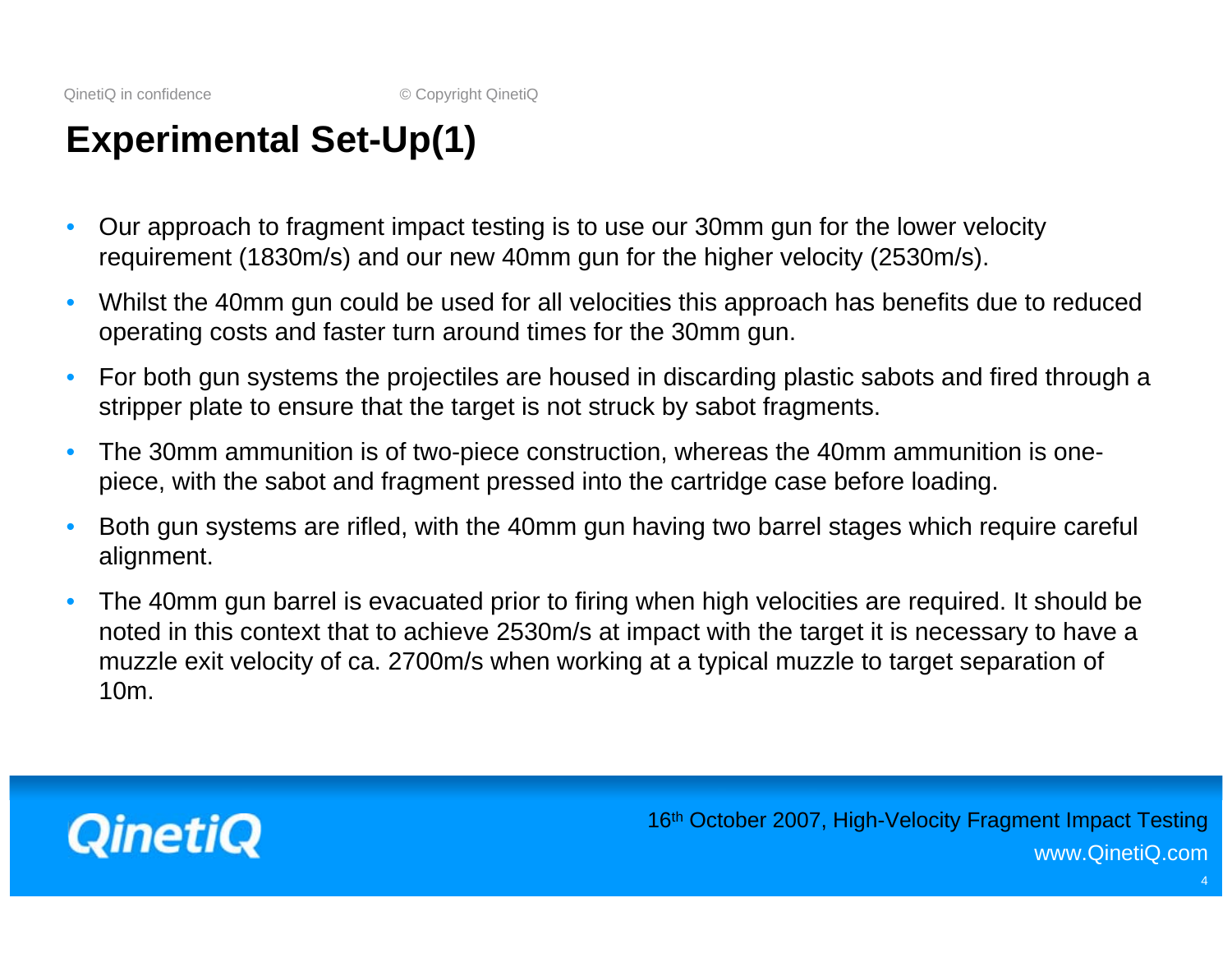# Experimental Set-Up(1)

- Our approach to fragment impact testing is to use our 30mm gun for the lower velocity requirement (1830m/s) and our new 40mm gun for the higher velocity (2530m/s).
- Whilst the 40mm gun could be used for all velocities this approach has benefits due to reduced operating costs and faster turn around times for the 30mm gun.
- For both gun systems the projectiles are housed in discarding plastic sabots and fired through a stripper plate to ensure that the target is not struck by sabot fragments.
- The 30mm ammunition is of two-piece construction, whereas the 40mm ammunition is one-piece, with the sabot and fragment pressed into the cartridge case before loading.
- Both gun systems are rifled, with the 40mm gun having two barrel stages which require careful alignment.
- The 40mm gun barrel is evacuated prior to firing when high velocities are required. It should be noted in this context that to achieve 2530m/s at impact with the target it is necessary to have a muzzle exit velocity of ca. 2700m/s when working at a typical muzzle to target separation of 10m.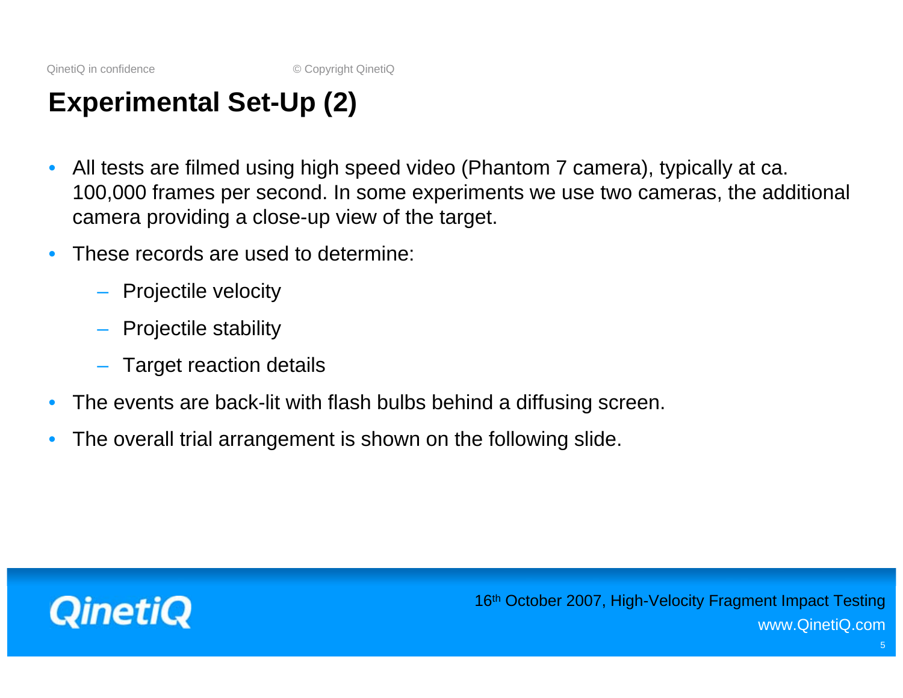# Experimental Set-Up (2)

- All tests are filmed using high speed video (Phantom 7 camera), typically at ca. 100,000 frames per second. In some experiments we use two cameras, the additional camera providing a close-up view of the target.
- These records are used to determine:
  - Projectile velocity
  - Projectile stability
  - Target reaction details
- The events are back-lit with flash bulbs behind a diffusing screen.
- The overall trial arrangement is shown on the following slide.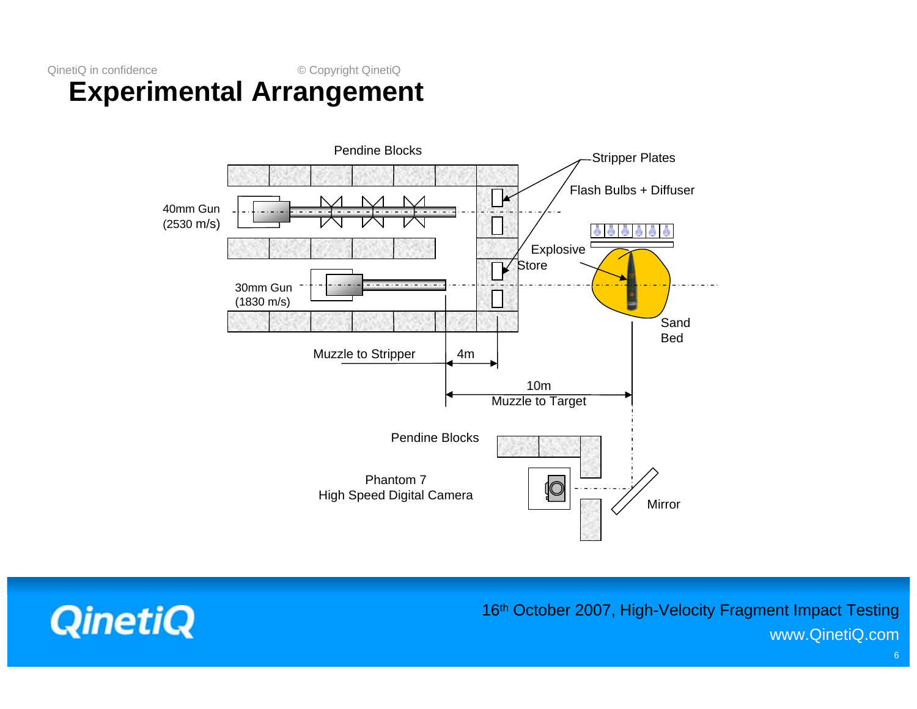# Experimental Arrangement

Pendine Blocks

Stripper Plates

Flash Bulbs + Diffuser

40mm Gun (2530 m/s)

30mm Gun (1830 m/s)

Explosive Store

Sand Bed

Muzzle to Stripper 4m

10m Muzzle to Target

Pendine Blocks

Phantom 7 High Speed Digital Camera

Mirror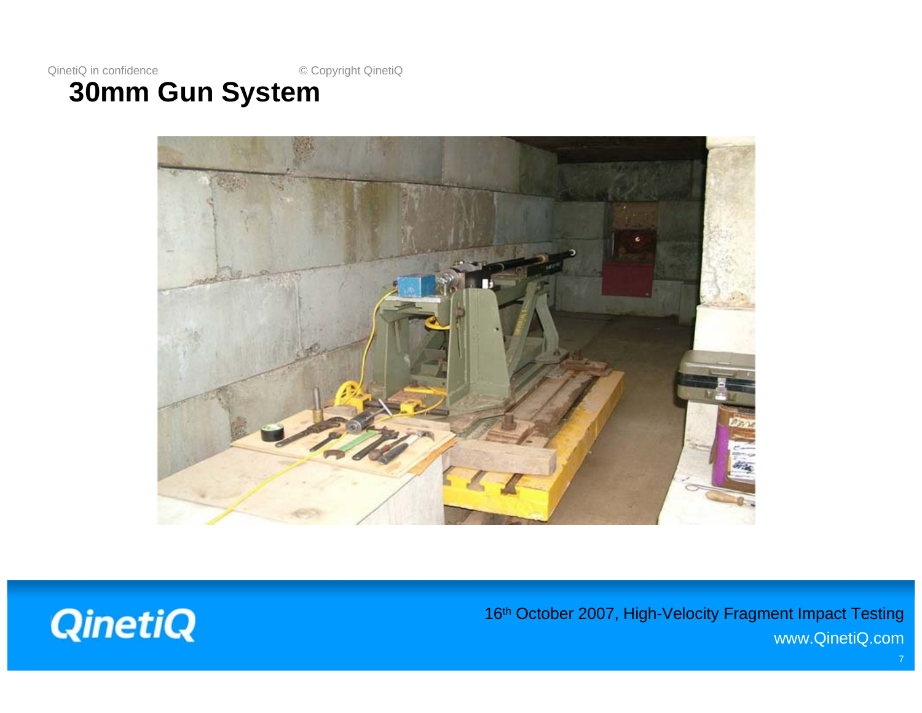# 30mm Gun System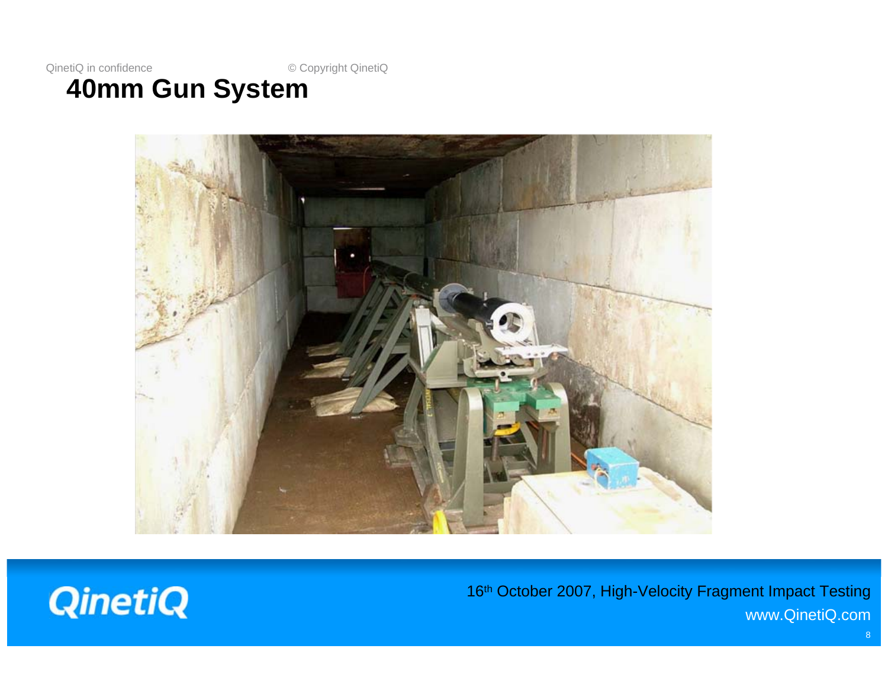# 40mm Gun System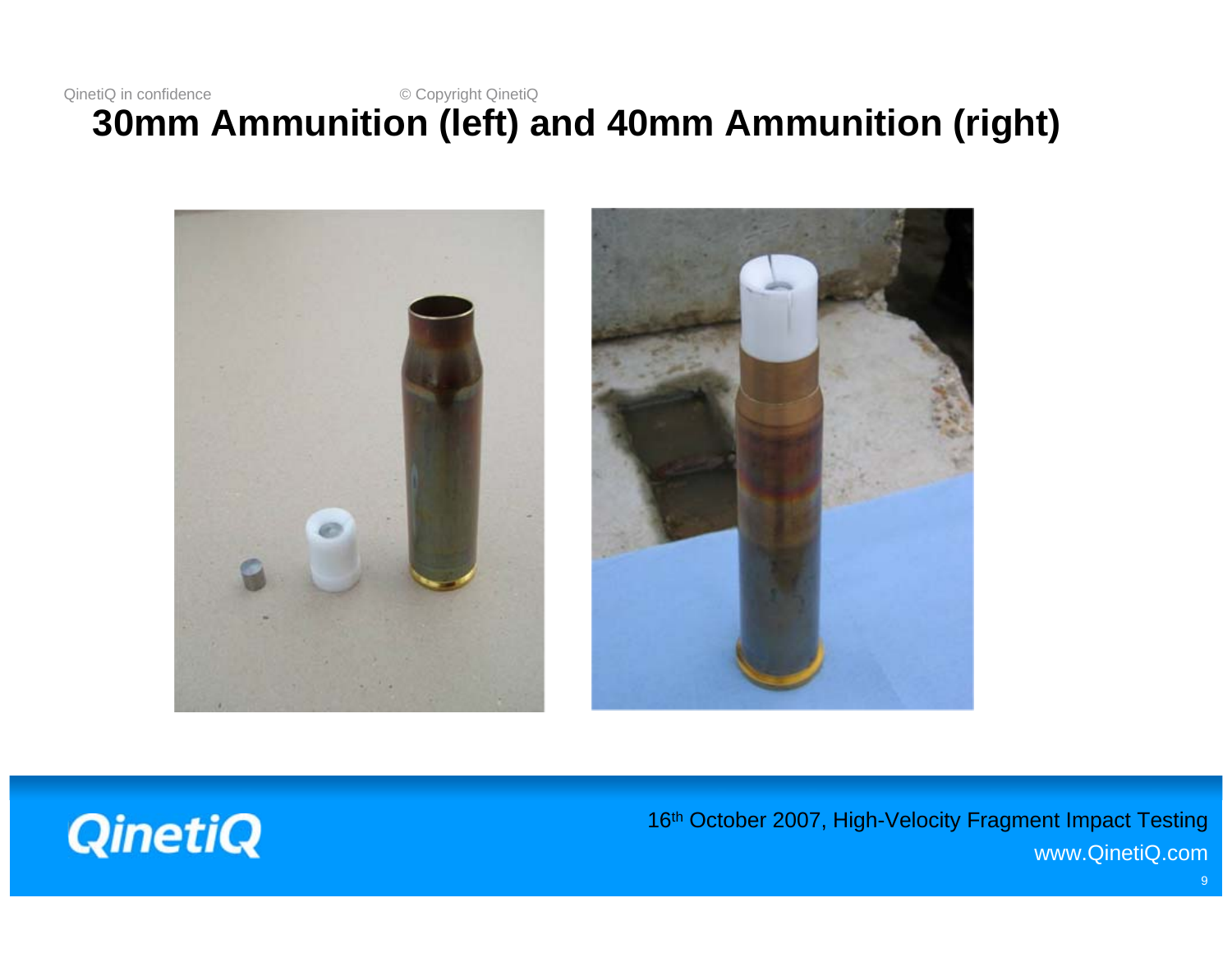# 30mm Ammunition (left) and 40mm Ammunition (right)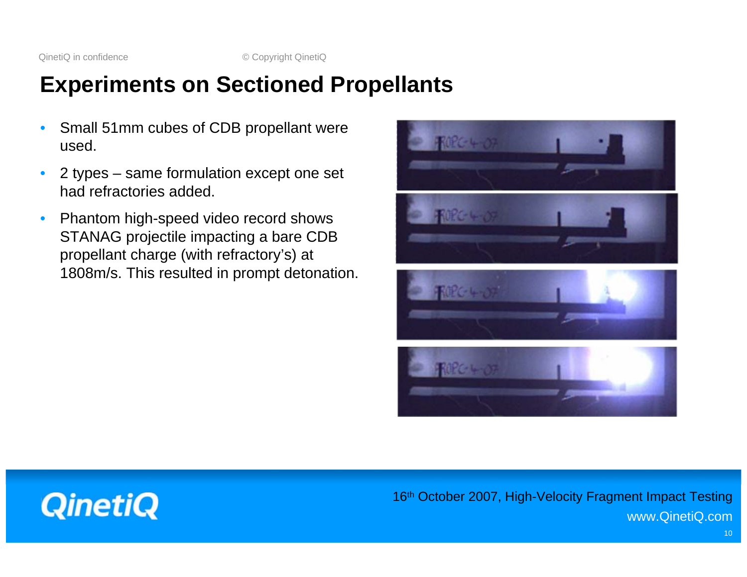# Experiments on Sectioned Propellants

- Small 51mm cubes of CDB propellant were used.
- 2 types – same formulation except one set had refractories added.
- Phantom high-speed video record shows STANAG projectile impacting a bare CDB propellant charge (with refractory's) at 1808m/s. This resulted in prompt detonation.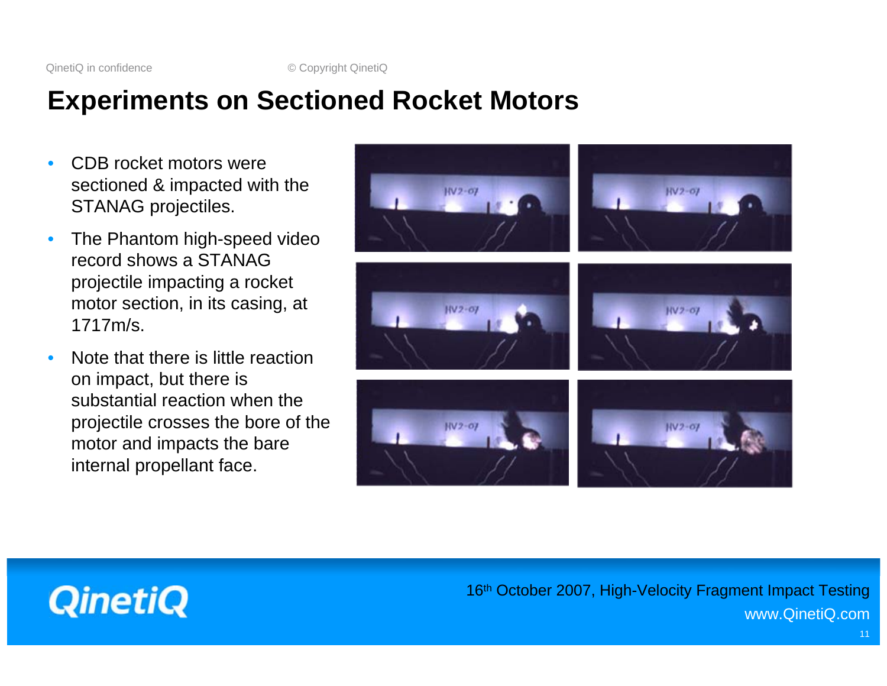# Experiments on Sectioned Rocket Motors

- CDB rocket motors were sectioned & impacted with the STANAG projectiles.
- The Phantom high-speed video record shows a STANAG projectile impacting a rocket motor section, in its casing, at 1717m/s.
- Note that there is little reaction on impact, but there is substantial reaction when the projectile crosses the bore of the motor and impacts the bare internal propellant face.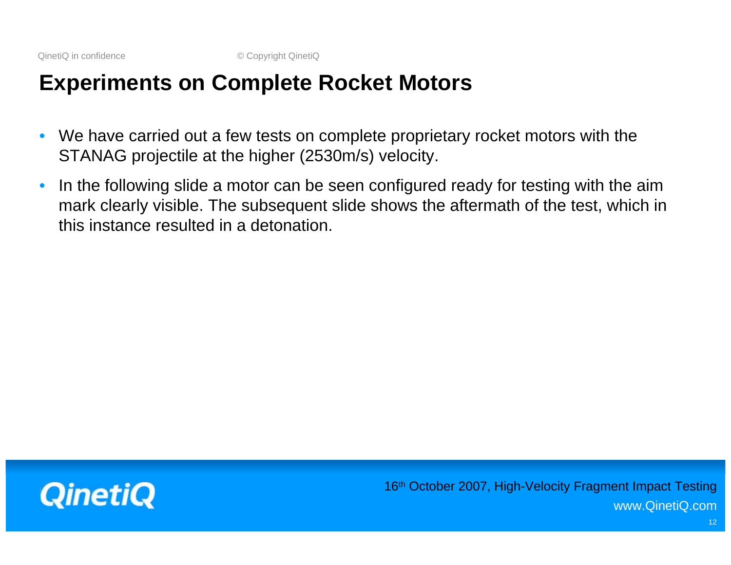# Experiments on Complete Rocket Motors

- We have carried out a few tests on complete proprietary rocket motors with the STANAG projectile at the higher (2530m/s) velocity.
- In the following slide a motor can be seen configured ready for testing with the aim mark clearly visible. The subsequent slide shows the aftermath of the test, which in this instance resulted in a detonation.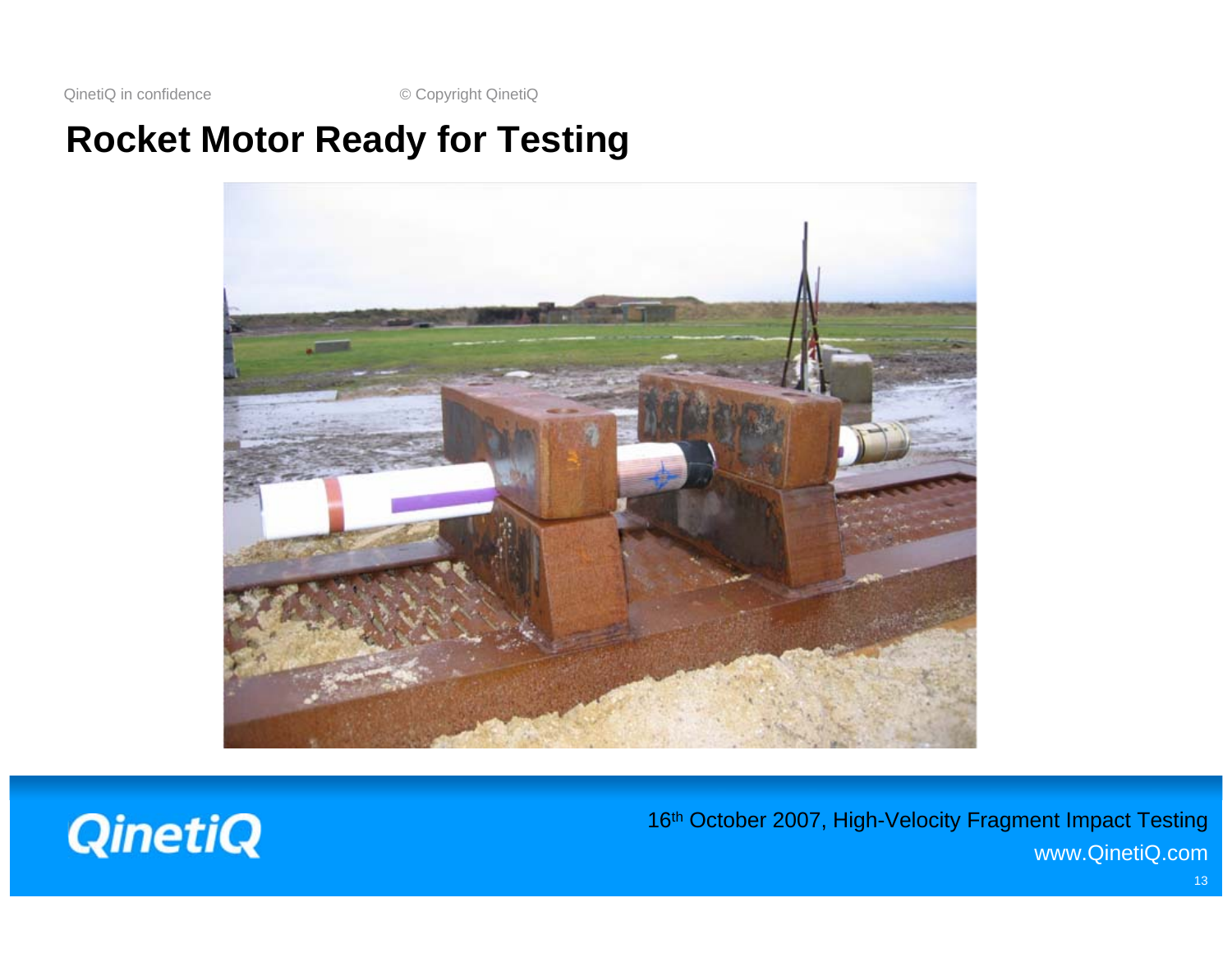# Rocket Motor Ready for Testing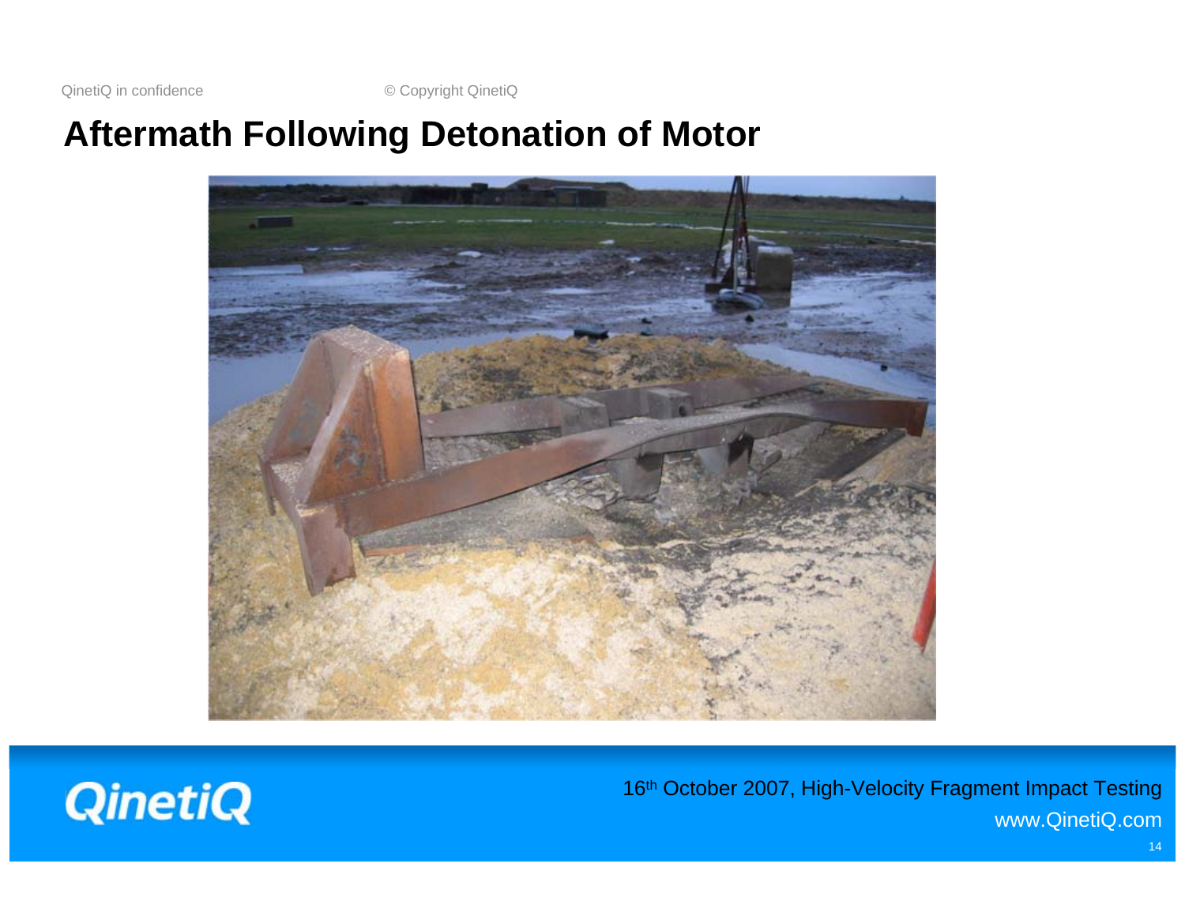# Aftermath Following Detonation of Motor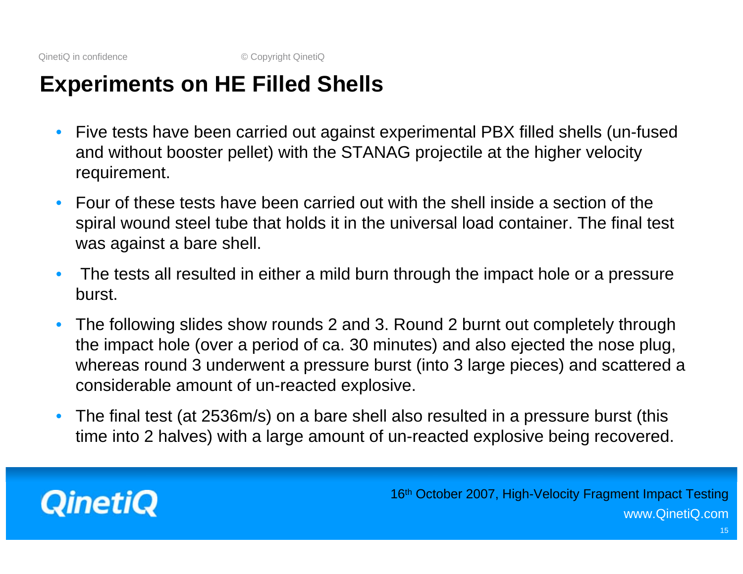# Experiments on HE Filled Shells

- Five tests have been carried out against experimental PBX filled shells (un-fused and without booster pellet) with the STANAG projectile at the higher velocity requirement.
- Four of these tests have been carried out with the shell inside a section of the spiral wound steel tube that holds it in the universal load container. The final test was against a bare shell.
- The tests all resulted in either a mild burn through the impact hole or a pressure burst.
- The following slides show rounds 2 and 3. Round 2 burnt out completely through the impact hole (over a period of ca. 30 minutes) and also ejected the nose plug, whereas round 3 underwent a pressure burst (into 3 large pieces) and scattered a considerable amount of un-reacted explosive.
- The final test (at 2536m/s) on a bare shell also resulted in a pressure burst (this time into 2 halves) with a large amount of un-reacted explosive being recovered.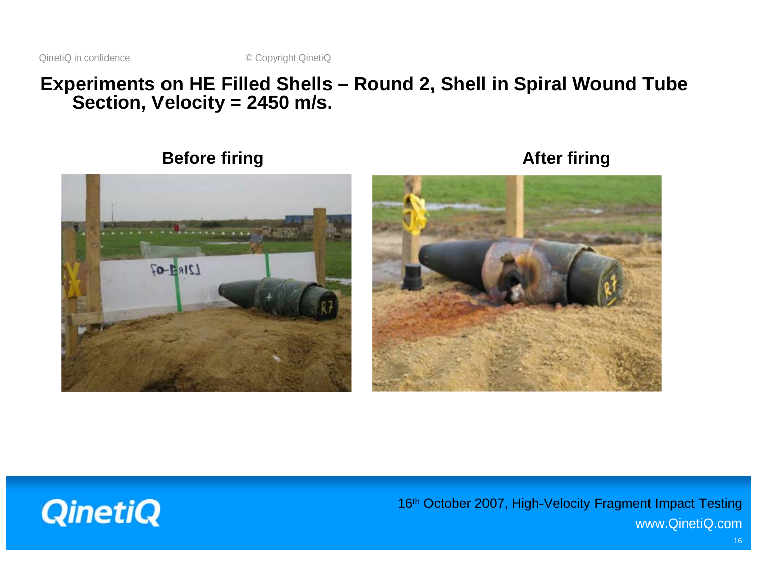# Experiments on HE Filled Shells – Round 2, Shell in Spiral Wound Tube Section, Velocity = 2450 m/s.

**Before firing**

**After firing**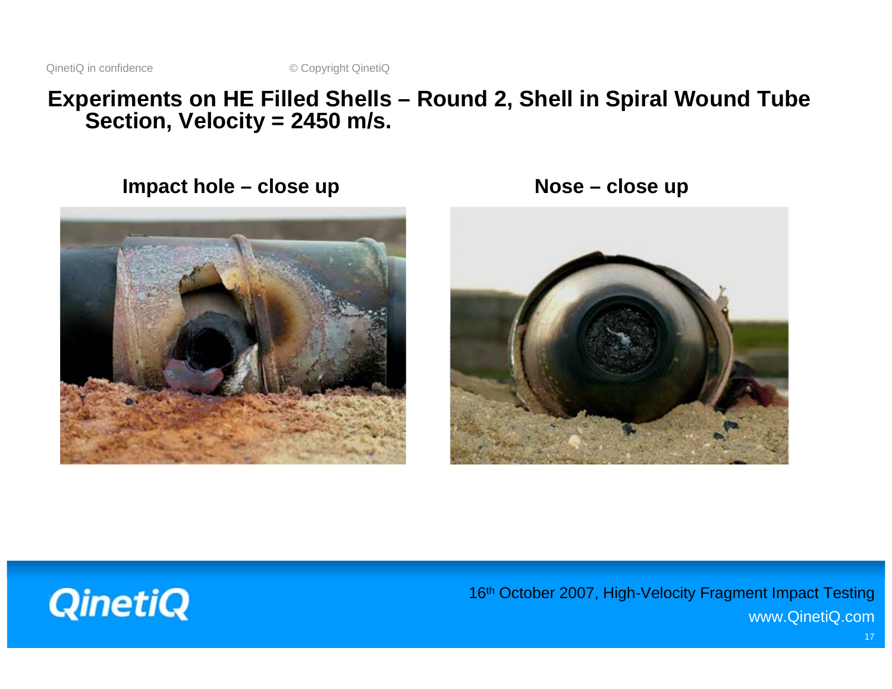# Experiments on HE Filled Shells – Round 2, Shell in Spiral Wound Tube Section, Velocity = 2450 m/s.

**Impact hole – close up**

**Nose – close up**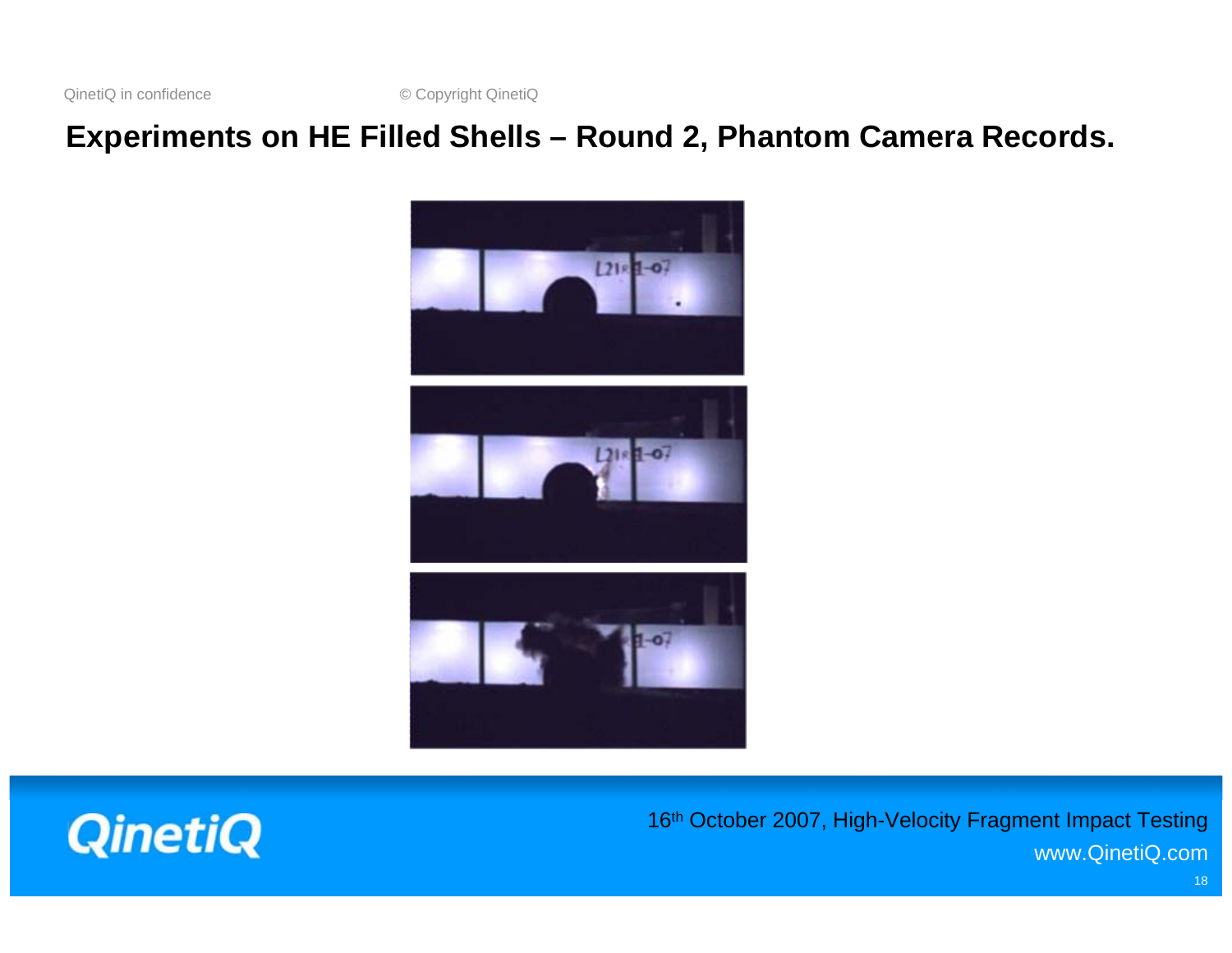# Experiments on HE Filled Shells – Round 2, Phantom Camera Records.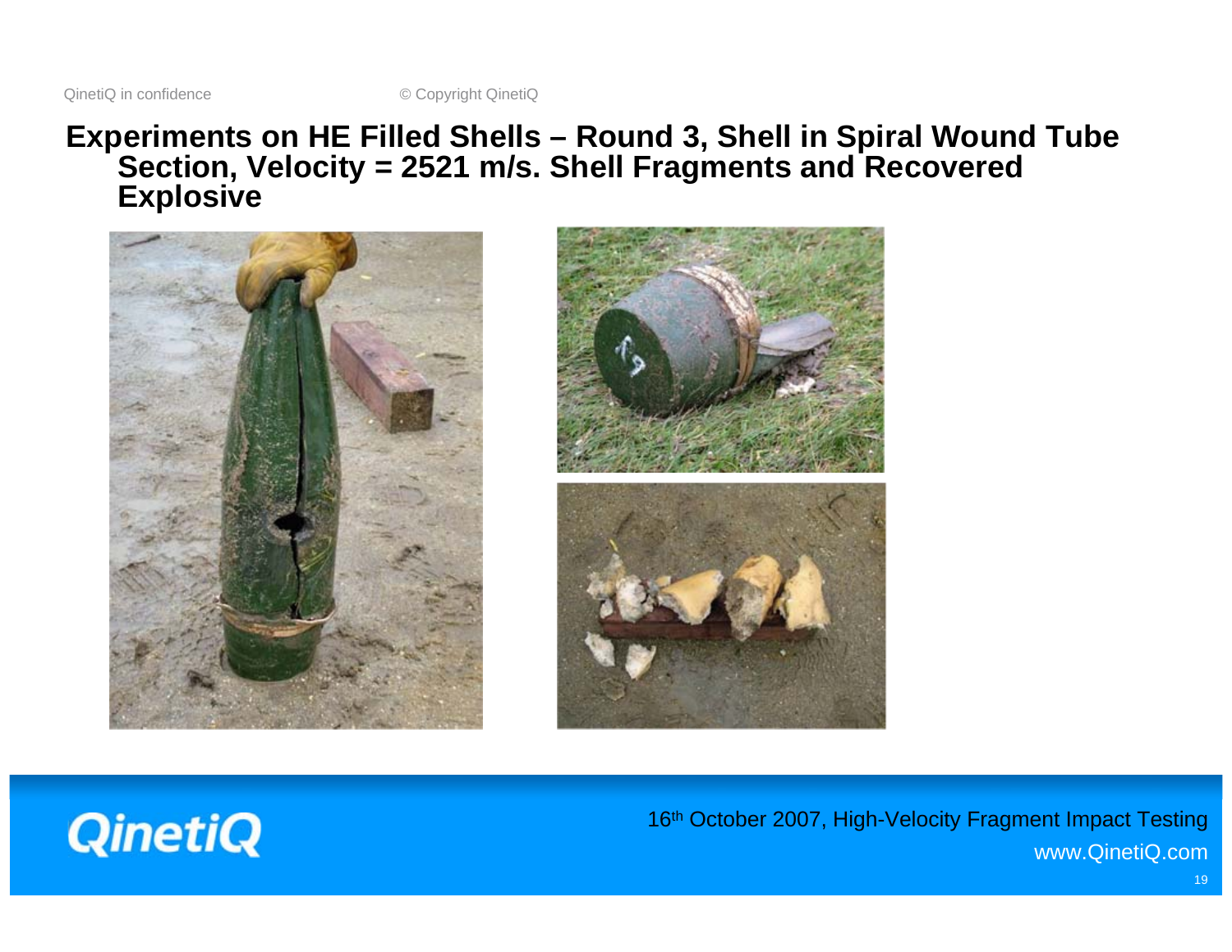# Experiments on HE Filled Shells – Round 3, Shell in Spiral Wound Tube Section, Velocity = 2521 m/s. Shell Fragments and Recovered Explosive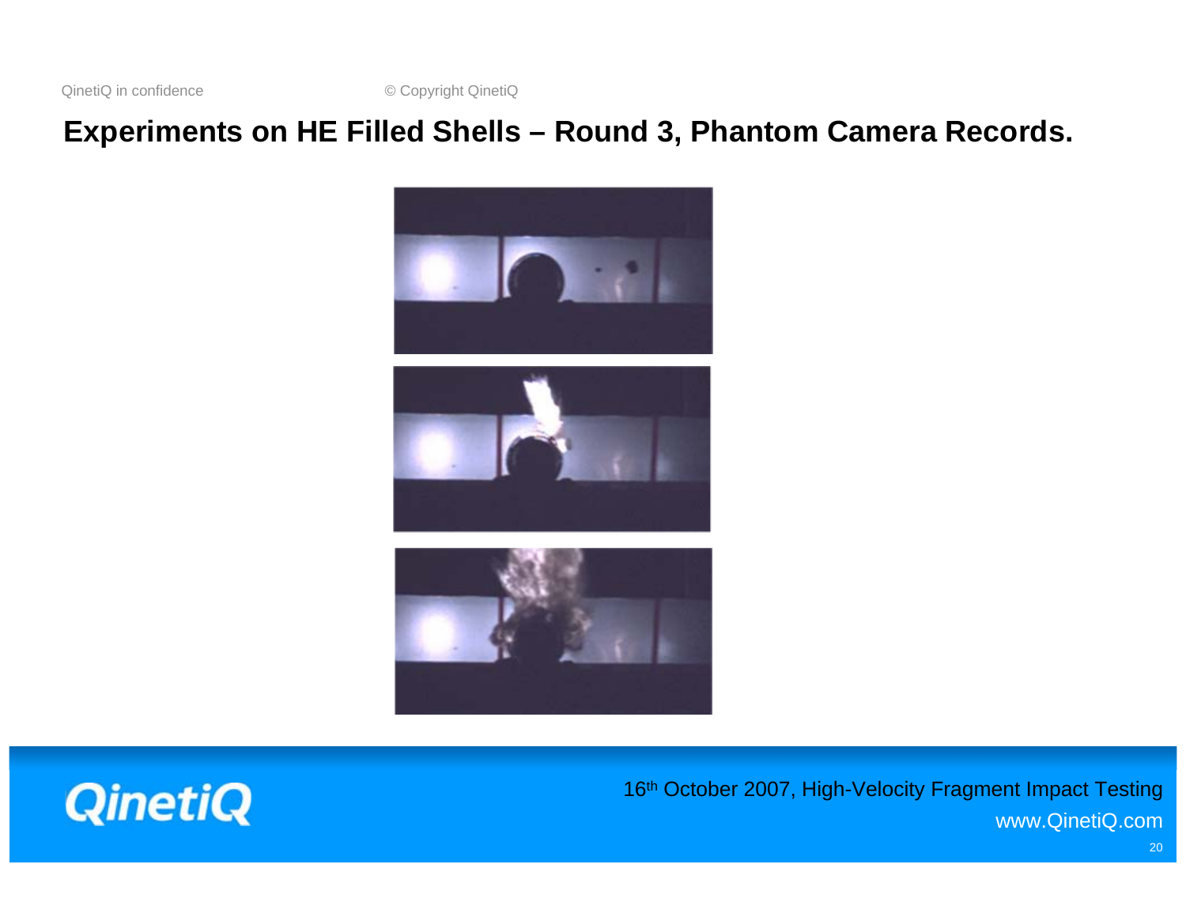# Experiments on HE Filled Shells – Round 3, Phantom Camera Records.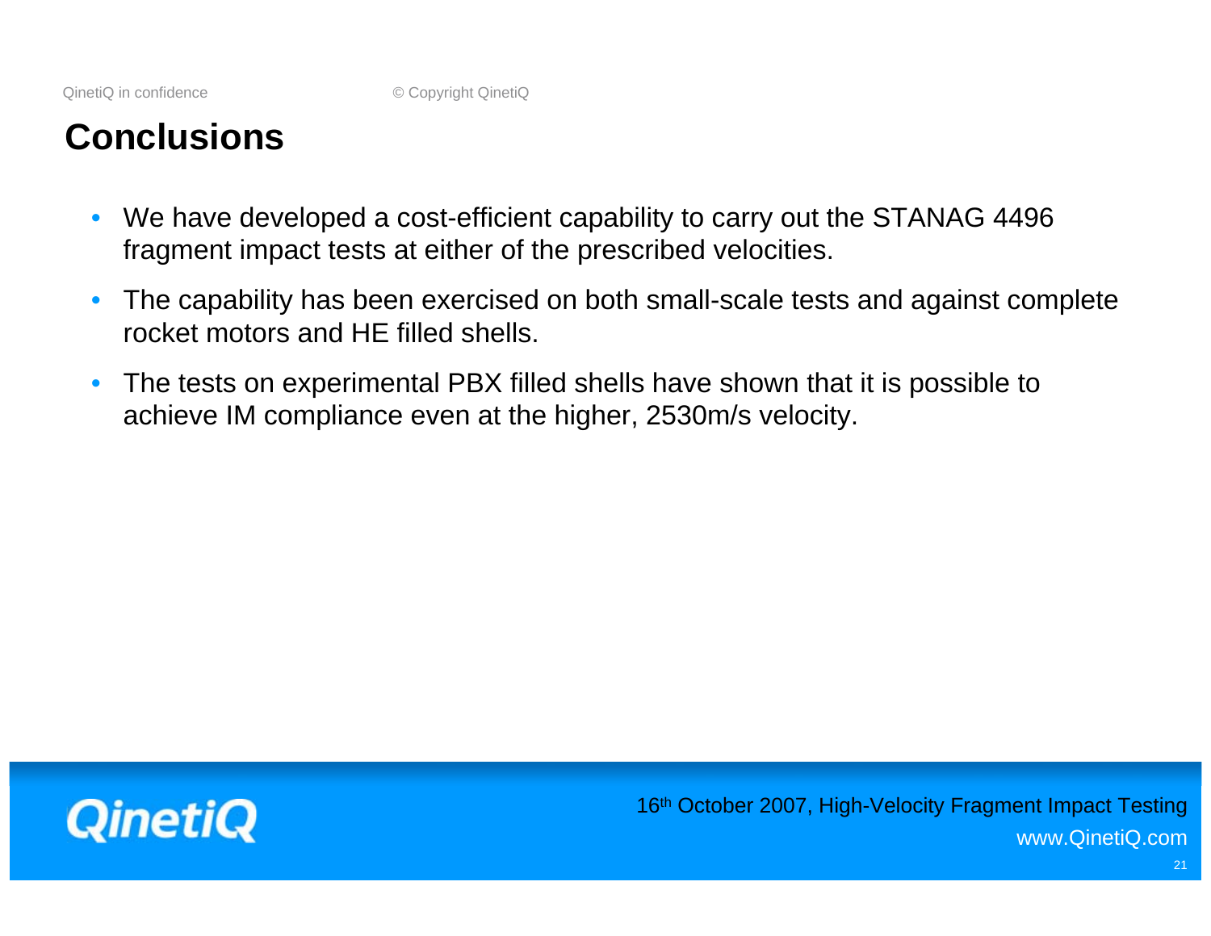# Conclusions

- We have developed a cost-efficient capability to carry out the STANAG 4496 fragment impact tests at either of the prescribed velocities.
- The capability has been exercised on both small-scale tests and against complete rocket motors and HE filled shells.
- The tests on experimental PBX filled shells have shown that it is possible to achieve IM compliance even at the higher, 2530m/s velocity.